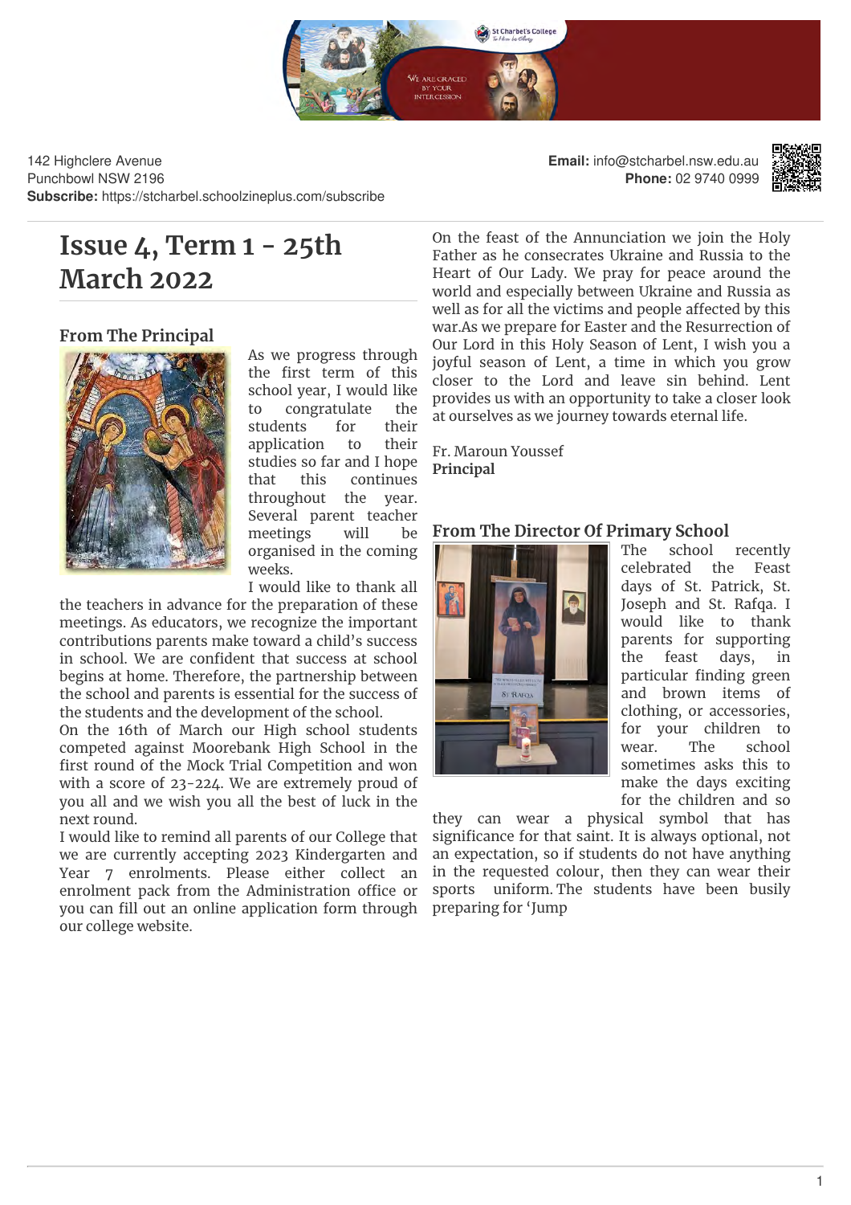142 Highclere Avenue
Punchbowl NSW 2196
**Subscribe:** https://stcharbel.schoolzineplus.com/subscribe

**Email:** info@stcharbel.nsw.edu.au
**Phone:** 02 9740 0999

# Issue 4, Term 1 - 25th March 2022

## From The Principal

As we progress through the first term of this school year, I would like to congratulate the students for their application to their studies so far and I hope that this continues throughout the year. Several parent teacher meetings will be organised in the coming weeks.

I would like to thank all the teachers in advance for the preparation of these meetings. As educators, we recognize the important contributions parents make toward a child's success in school. We are confident that success at school begins at home. Therefore, the partnership between the school and parents is essential for the success of the students and the development of the school.

On the 16th of March our High school students competed against Moorebank High School in the first round of the Mock Trial Competition and won with a score of 23-224. We are extremely proud of you all and we wish you all the best of luck in the next round.

I would like to remind all parents of our College that we are currently accepting 2023 Kindergarten and Year 7 enrolments. Please either collect an enrolment pack from the Administration office or you can fill out an online application form through our college website.

On the feast of the Annunciation we join the Holy Father as he consecrates Ukraine and Russia to the Heart of Our Lady. We pray for peace around the world and especially between Ukraine and Russia as well as for all the victims and people affected by this war.As we prepare for Easter and the Resurrection of Our Lord in this Holy Season of Lent, I wish you a joyful season of Lent, a time in which you grow closer to the Lord and leave sin behind. Lent provides us with an opportunity to take a closer look at ourselves as we journey towards eternal life.

Fr. Maroun Youssef
**Principal**

## From The Director Of Primary School

The school recently celebrated the Feast days of St. Patrick, St. Joseph and St. Rafqa. I would like to thank parents for supporting the feast days, in particular finding green and brown items of clothing, or accessories, for your children to wear. The school sometimes asks this to make the days exciting for the children and so they can wear a physical symbol that has significance for that saint. It is always optional, not an expectation, so if students do not have anything in the requested colour, then they can wear their sports uniform. The students have been busily preparing for 'Jump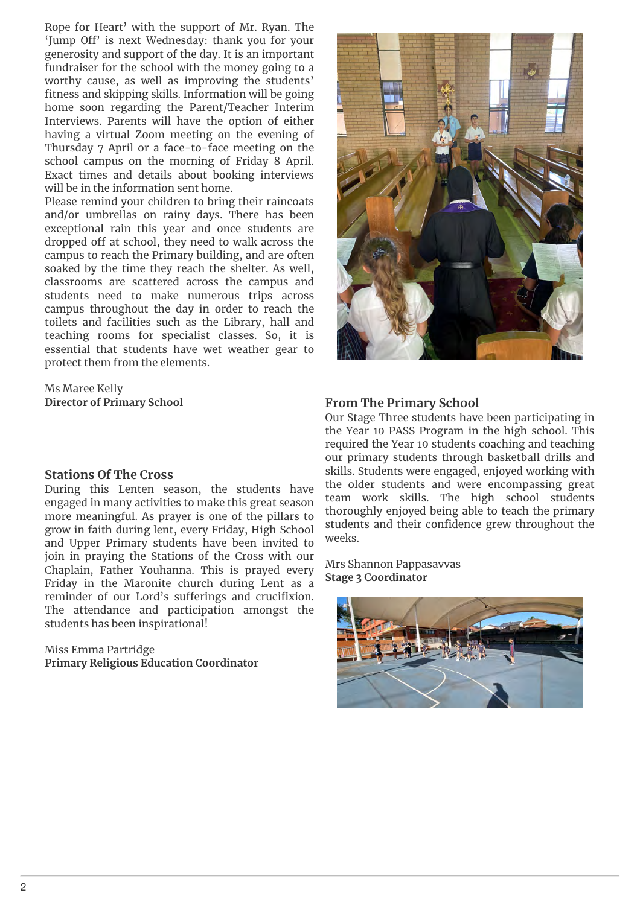Rope for Heart' with the support of Mr. Ryan. The 'Jump Off' is next Wednesday: thank you for your generosity and support of the day. It is an important fundraiser for the school with the money going to a worthy cause, as well as improving the students' fitness and skipping skills. Information will be going home soon regarding the Parent/Teacher Interim Interviews. Parents will have the option of either having a virtual Zoom meeting on the evening of Thursday 7 April or a face-to-face meeting on the school campus on the morning of Friday 8 April. Exact times and details about booking interviews will be in the information sent home.

Please remind your children to bring their raincoats and/or umbrellas on rainy days. There has been exceptional rain this year and once students are dropped off at school, they need to walk across the campus to reach the Primary building, and are often soaked by the time they reach the shelter. As well, classrooms are scattered across the campus and students need to make numerous trips across campus throughout the day in order to reach the toilets and facilities such as the Library, hall and teaching rooms for specialist classes. So, it is essential that students have wet weather gear to protect them from the elements.

Ms Maree Kelly
**Director of Primary School**

## Stations Of The Cross

During this Lenten season, the students have engaged in many activities to make this great season more meaningful. As prayer is one of the pillars to grow in faith during lent, every Friday, High School and Upper Primary students have been invited to join in praying the Stations of the Cross with our Chaplain, Father Youhanna. This is prayed every Friday in the Maronite church during Lent as a reminder of our Lord's sufferings and crucifixion. The attendance and participation amongst the students has been inspirational!

Miss Emma Partridge
**Primary Religious Education Coordinator**

## From The Primary School

Our Stage Three students have been participating in the Year 10 PASS Program in the high school. This required the Year 10 students coaching and teaching our primary students through basketball drills and skills. Students were engaged, enjoyed working with the older students and were encompassing great team work skills. The high school students thoroughly enjoyed being able to teach the primary students and their confidence grew throughout the weeks.

Mrs Shannon Pappasavvas
**Stage 3 Coordinator**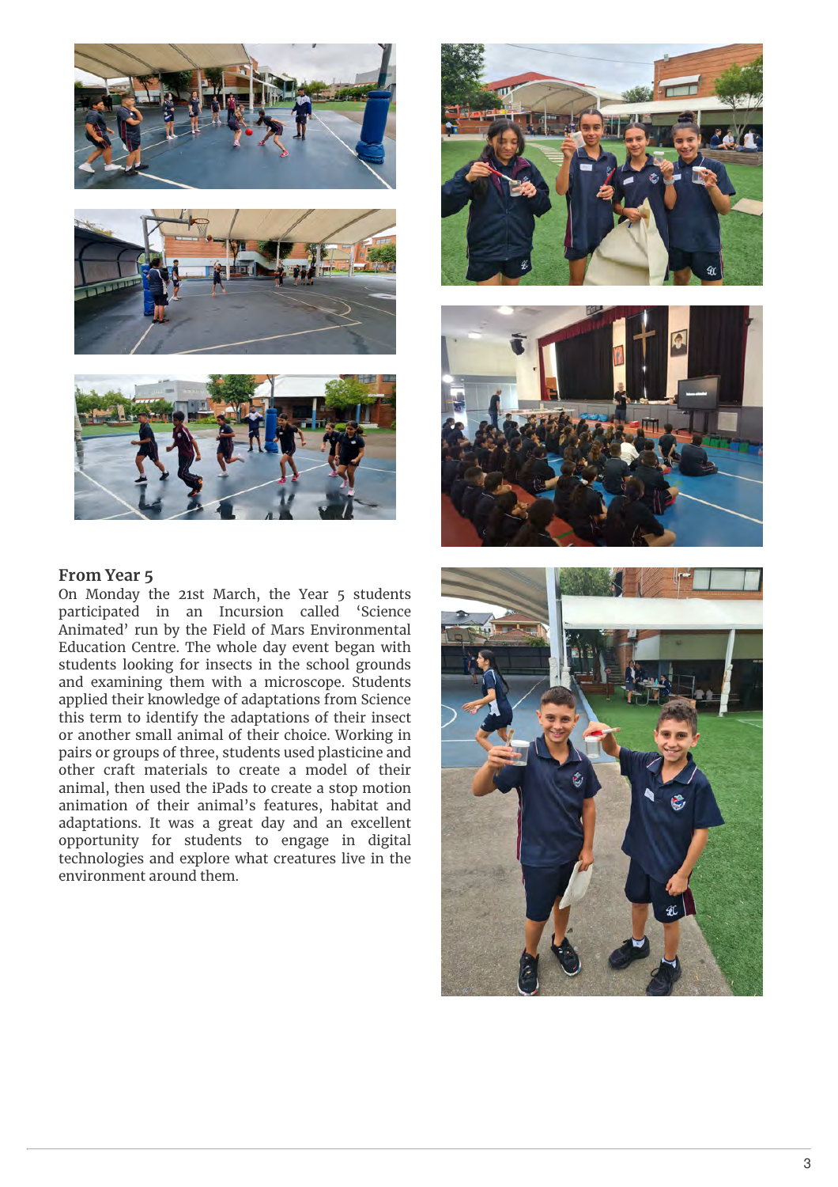### From Year 5

On Monday the 21st March, the Year 5 students participated in an Incursion called 'Science Animated' run by the Field of Mars Environmental Education Centre. The whole day event began with students looking for insects in the school grounds and examining them with a microscope. Students applied their knowledge of adaptations from Science this term to identify the adaptations of their insect or another small animal of their choice. Working in pairs or groups of three, students used plasticine and other craft materials to create a model of their animal, then used the iPads to create a stop motion animation of their animal's features, habitat and adaptations. It was a great day and an excellent opportunity for students to engage in digital technologies and explore what creatures live in the environment around them.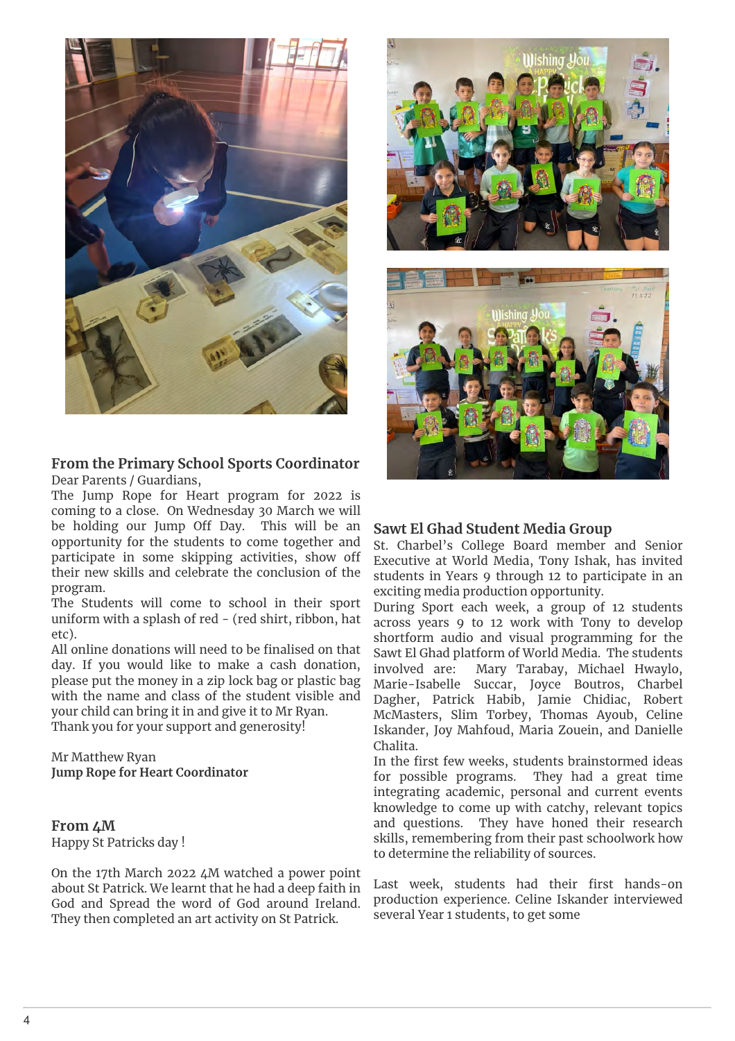## From the Primary School Sports Coordinator

Dear Parents / Guardians,

The Jump Rope for Heart program for 2022 is coming to a close. On Wednesday 30 March we will be holding our Jump Off Day. This will be an opportunity for the students to come together and participate in some skipping activities, show off their new skills and celebrate the conclusion of the program.

The Students will come to school in their sport uniform with a splash of red - (red shirt, ribbon, hat etc).

All online donations will need to be finalised on that day. If you would like to make a cash donation, please put the money in a zip lock bag or plastic bag with the name and class of the student visible and your child can bring it in and give it to Mr Ryan.

Thank you for your support and generosity!

Mr Matthew Ryan
**Jump Rope for Heart Coordinator**

## From 4M

Happy St Patricks day !

On the 17th March 2022 4M watched a power point about St Patrick. We learnt that he had a deep faith in God and Spread the word of God around Ireland. They then completed an art activity on St Patrick.

## Sawt El Ghad Student Media Group

St. Charbel's College Board member and Senior Executive at World Media, Tony Ishak, has invited students in Years 9 through 12 to participate in an exciting media production opportunity.

During Sport each week, a group of 12 students across years 9 to 12 work with Tony to develop shortform audio and visual programming for the Sawt El Ghad platform of World Media. The students involved are: Mary Tarabay, Michael Hwaylo, Marie-Isabelle Succar, Joyce Boutros, Charbel Dagher, Patrick Habib, Jamie Chidiac, Robert McMasters, Slim Torbey, Thomas Ayoub, Celine Iskander, Joy Mahfoud, Maria Zouein, and Danielle Chalita.

In the first few weeks, students brainstormed ideas for possible programs. They had a great time integrating academic, personal and current events knowledge to come up with catchy, relevant topics and questions. They have honed their research skills, remembering from their past schoolwork how to determine the reliability of sources.

Last week, students had their first hands-on production experience. Celine Iskander interviewed several Year 1 students, to get some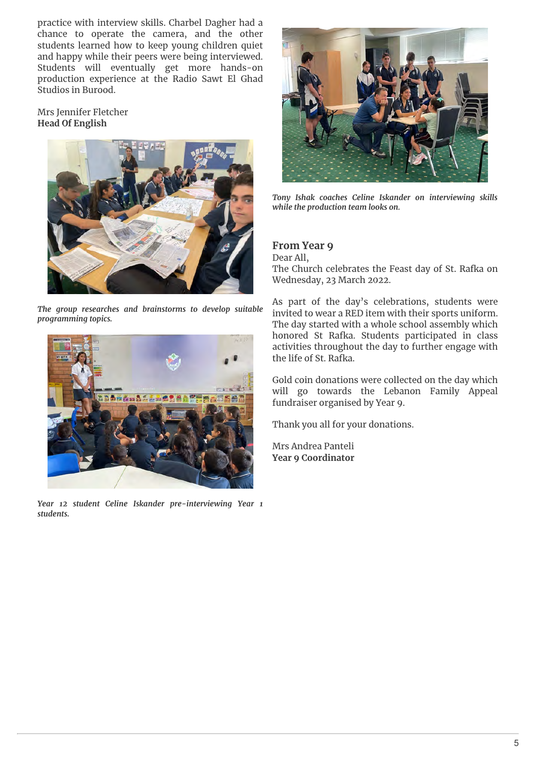practice with interview skills. Charbel Dagher had a chance to operate the camera, and the other students learned how to keep young children quiet and happy while their peers were being interviewed. Students will eventually get more hands-on production experience at the Radio Sawt El Ghad Studios in Burood.

Mrs Jennifer Fletcher
**Head Of English**

*The group researches and brainstorms to develop suitable programming topics.*

*Year 12 student Celine Iskander pre-interviewing Year 1 students.*

*Tony Ishak coaches Celine Iskander on interviewing skills while the production team looks on.*

### From Year 9

Dear All,
The Church celebrates the Feast day of St. Rafka on Wednesday, 23 March 2022.

As part of the day's celebrations, students were invited to wear a RED item with their sports uniform. The day started with a whole school assembly which honored St Rafka. Students participated in class activities throughout the day to further engage with the life of St. Rafka.

Gold coin donations were collected on the day which will go towards the Lebanon Family Appeal fundraiser organised by Year 9.

Thank you all for your donations.

Mrs Andrea Panteli
**Year 9 Coordinator**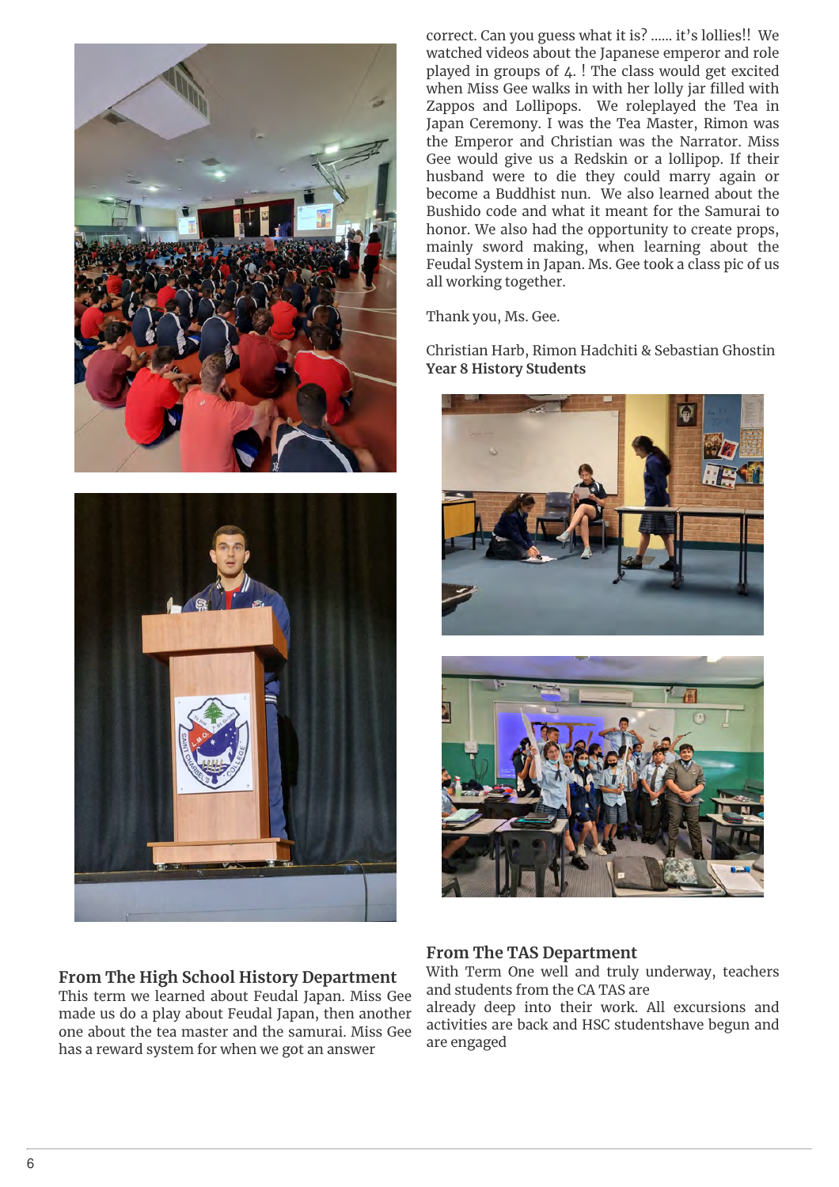correct. Can you guess what it is? ...... it's lollies!! We watched videos about the Japanese emperor and role played in groups of 4. ! The class would get excited when Miss Gee walks in with her lolly jar filled with Zappos and Lollipops. We roleplayed the Tea in Japan Ceremony. I was the Tea Master, Rimon was the Emperor and Christian was the Narrator. Miss Gee would give us a Redskin or a lollipop. If their husband were to die they could marry again or become a Buddhist nun. We also learned about the Bushido code and what it meant for the Samurai to honor. We also had the opportunity to create props, mainly sword making, when learning about the Feudal System in Japan. Ms. Gee took a class pic of us all working together.

Thank you, Ms. Gee.

Christian Harb, Rimon Hadchiti & Sebastian Ghostin
**Year 8 History Students**

## From The High School History Department

This term we learned about Feudal Japan. Miss Gee made us do a play about Feudal Japan, then another one about the tea master and the samurai. Miss Gee has a reward system for when we got an answer

## From The TAS Department

With Term One well and truly underway, teachers and students from the CA TAS are
already deep into their work. All excursions and activities are back and HSC studentshave begun and are engaged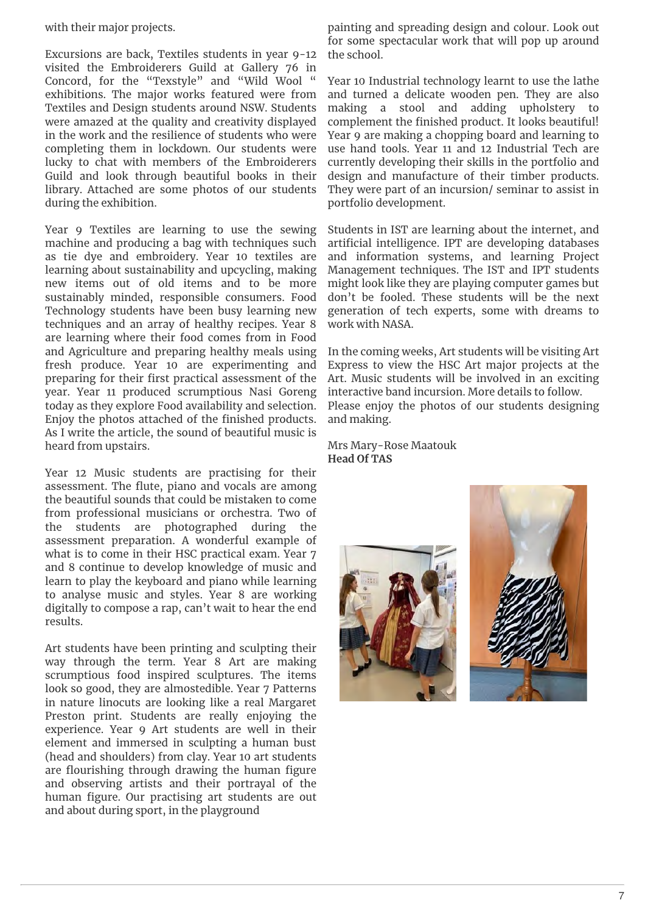with their major projects.

Excursions are back, Textiles students in year 9-12 visited the Embroiderers Guild at Gallery 76 in Concord, for the "Texstyle" and "Wild Wool " exhibitions. The major works featured were from Textiles and Design students around NSW. Students were amazed at the quality and creativity displayed in the work and the resilience of students who were completing them in lockdown. Our students were lucky to chat with members of the Embroiderers Guild and look through beautiful books in their library. Attached are some photos of our students during the exhibition.

Year 9 Textiles are learning to use the sewing machine and producing a bag with techniques such as tie dye and embroidery. Year 10 textiles are learning about sustainability and upcycling, making new items out of old items and to be more sustainably minded, responsible consumers. Food Technology students have been busy learning new techniques and an array of healthy recipes. Year 8 are learning where their food comes from in Food and Agriculture and preparing healthy meals using fresh produce. Year 10 are experimenting and preparing for their first practical assessment of the year. Year 11 produced scrumptious Nasi Goreng today as they explore Food availability and selection. Enjoy the photos attached of the finished products. As I write the article, the sound of beautiful music is heard from upstairs.

Year 12 Music students are practising for their assessment. The flute, piano and vocals are among the beautiful sounds that could be mistaken to come from professional musicians or orchestra. Two of the students are photographed during the assessment preparation. A wonderful example of what is to come in their HSC practical exam. Year 7 and 8 continue to develop knowledge of music and learn to play the keyboard and piano while learning to analyse music and styles. Year 8 are working digitally to compose a rap, can't wait to hear the end results.

Art students have been printing and sculpting their way through the term. Year 8 Art are making scrumptious food inspired sculptures. The items look so good, they are almostedible. Year 7 Patterns in nature linocuts are looking like a real Margaret Preston print. Students are really enjoying the experience. Year 9 Art students are well in their element and immersed in sculpting a human bust (head and shoulders) from clay. Year 10 art students are flourishing through drawing the human figure and observing artists and their portrayal of the human figure. Our practising art students are out and about during sport, in the playground painting and spreading design and colour. Look out for some spectacular work that will pop up around the school.

Year 10 Industrial technology learnt to use the lathe and turned a delicate wooden pen. They are also making a stool and adding upholstery to complement the finished product. It looks beautiful! Year 9 are making a chopping board and learning to use hand tools. Year 11 and 12 Industrial Tech are currently developing their skills in the portfolio and design and manufacture of their timber products. They were part of an incursion/ seminar to assist in portfolio development.

Students in IST are learning about the internet, and artificial intelligence. IPT are developing databases and information systems, and learning Project Management techniques. The IST and IPT students might look like they are playing computer games but don't be fooled. These students will be the next generation of tech experts, some with dreams to work with NASA.

In the coming weeks, Art students will be visiting Art Express to view the HSC Art major projects at the Art. Music students will be involved in an exciting interactive band incursion. More details to follow.
Please enjoy the photos of our students designing and making.

Mrs Mary-Rose Maatouk
**Head Of TAS**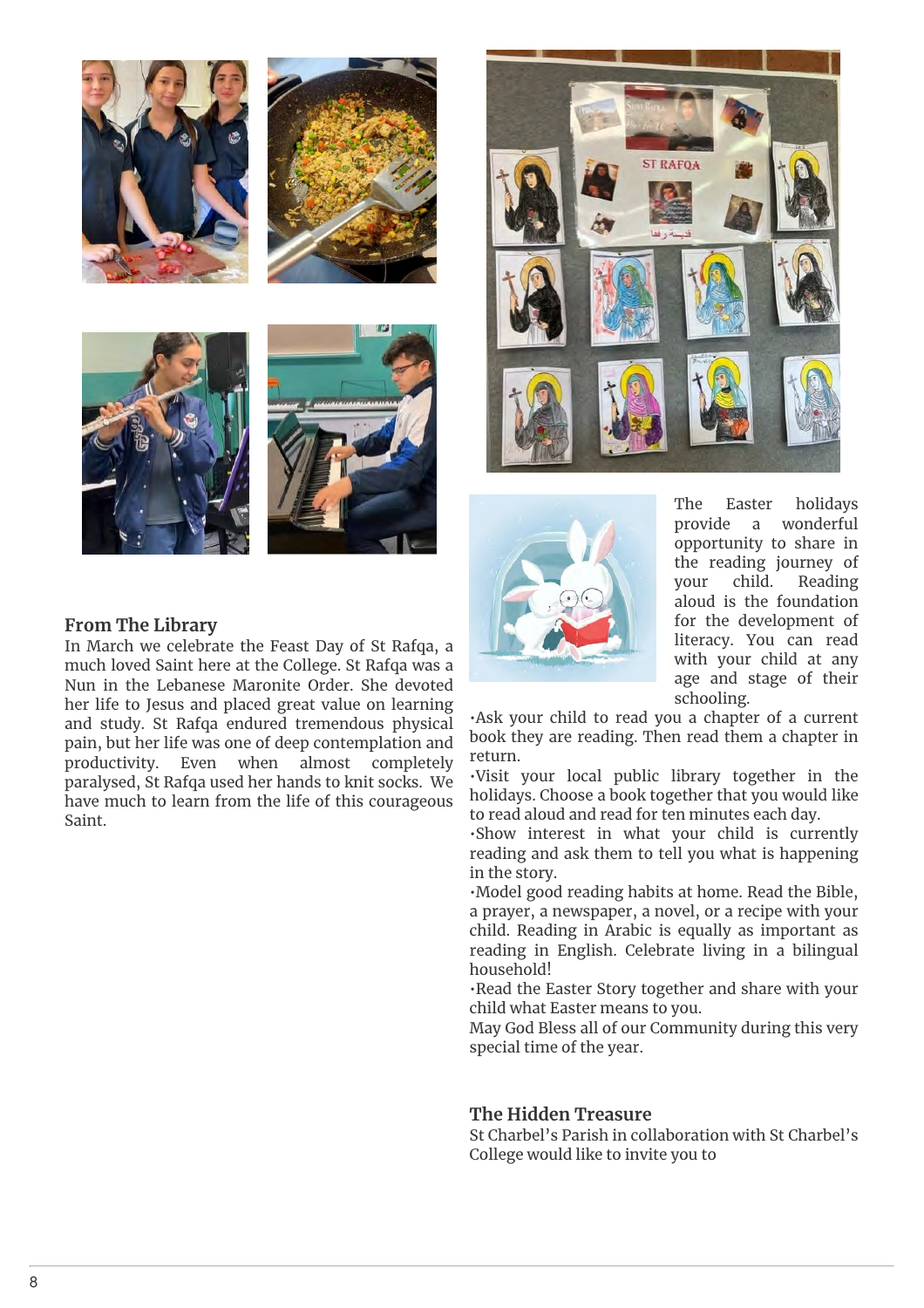## From The Library

In March we celebrate the Feast Day of St Rafqa, a much loved Saint here at the College. St Rafqa was a Nun in the Lebanese Maronite Order. She devoted her life to Jesus and placed great value on learning and study. St Rafqa endured tremendous physical pain, but her life was one of deep contemplation and productivity. Even when almost completely paralysed, St Rafqa used her hands to knit socks. We have much to learn from the life of this courageous Saint.

The Easter holidays provide a wonderful opportunity to share in the reading journey of your child. Reading aloud is the foundation for the development of literacy. You can read with your child at any age and stage of their schooling.

- Ask your child to read you a chapter of a current book they are reading. Then read them a chapter in return.
- Visit your local public library together in the holidays. Choose a book together that you would like to read aloud and read for ten minutes each day.
- Show interest in what your child is currently reading and ask them to tell you what is happening in the story.
- Model good reading habits at home. Read the Bible, a prayer, a newspaper, a novel, or a recipe with your child. Reading in Arabic is equally as important as reading in English. Celebrate living in a bilingual household!
- Read the Easter Story together and share with your child what Easter means to you.

May God Bless all of our Community during this very special time of the year.

## The Hidden Treasure

St Charbel's Parish in collaboration with St Charbel's College would like to invite you to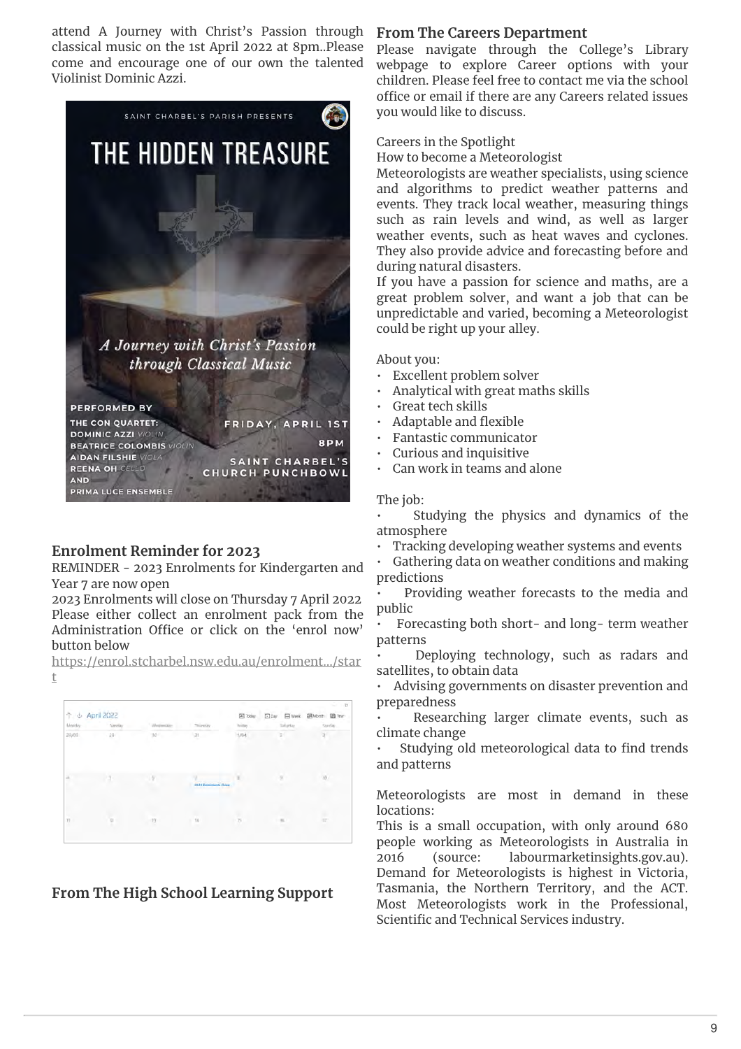attend A Journey with Christ's Passion through classical music on the 1st April 2022 at 8pm..Please come and encourage one of our own the talented Violinist Dominic Azzi.

## Enrolment Reminder for 2023

REMINDER - 2023 Enrolments for Kindergarten and Year 7 are now open

2023 Enrolments will close on Thursday 7 April 2022 Please either collect an enrolment pack from the Administration Office or click on the 'enrol now' button below

https://enrol.stcharbel.nsw.edu.au/enrolment.../start

## From The High School Learning Support

## From The Careers Department

Please navigate through the College's Library webpage to explore Career options with your children. Please feel free to contact me via the school office or email if there are any Careers related issues you would like to discuss.

Careers in the Spotlight

How to become a Meteorologist

Meteorologists are weather specialists, using science and algorithms to predict weather patterns and events. They track local weather, measuring things such as rain levels and wind, as well as larger weather events, such as heat waves and cyclones. They also provide advice and forecasting before and during natural disasters.

If you have a passion for science and maths, are a great problem solver, and want a job that can be unpredictable and varied, becoming a Meteorologist could be right up your alley.

About you:

- Excellent problem solver
- Analytical with great maths skills
- Great tech skills
- Adaptable and flexible
- Fantastic communicator
- Curious and inquisitive
- Can work in teams and alone

The job:

- Studying the physics and dynamics of the atmosphere
- Tracking developing weather systems and events
- Gathering data on weather conditions and making predictions
- Providing weather forecasts to the media and public
- Forecasting both short- and long- term weather patterns
- Deploying technology, such as radars and satellites, to obtain data
- Advising governments on disaster prevention and preparedness
- Researching larger climate events, such as climate change
- Studying old meteorological data to find trends and patterns

Meteorologists are most in demand in these locations:

This is a small occupation, with only around 680 people working as Meteorologists in Australia in 2016 (source: labourmarketinsights.gov.au). Demand for Meteorologists is highest in Victoria, Tasmania, the Northern Territory, and the ACT. Most Meteorologists work in the Professional, Scientific and Technical Services industry.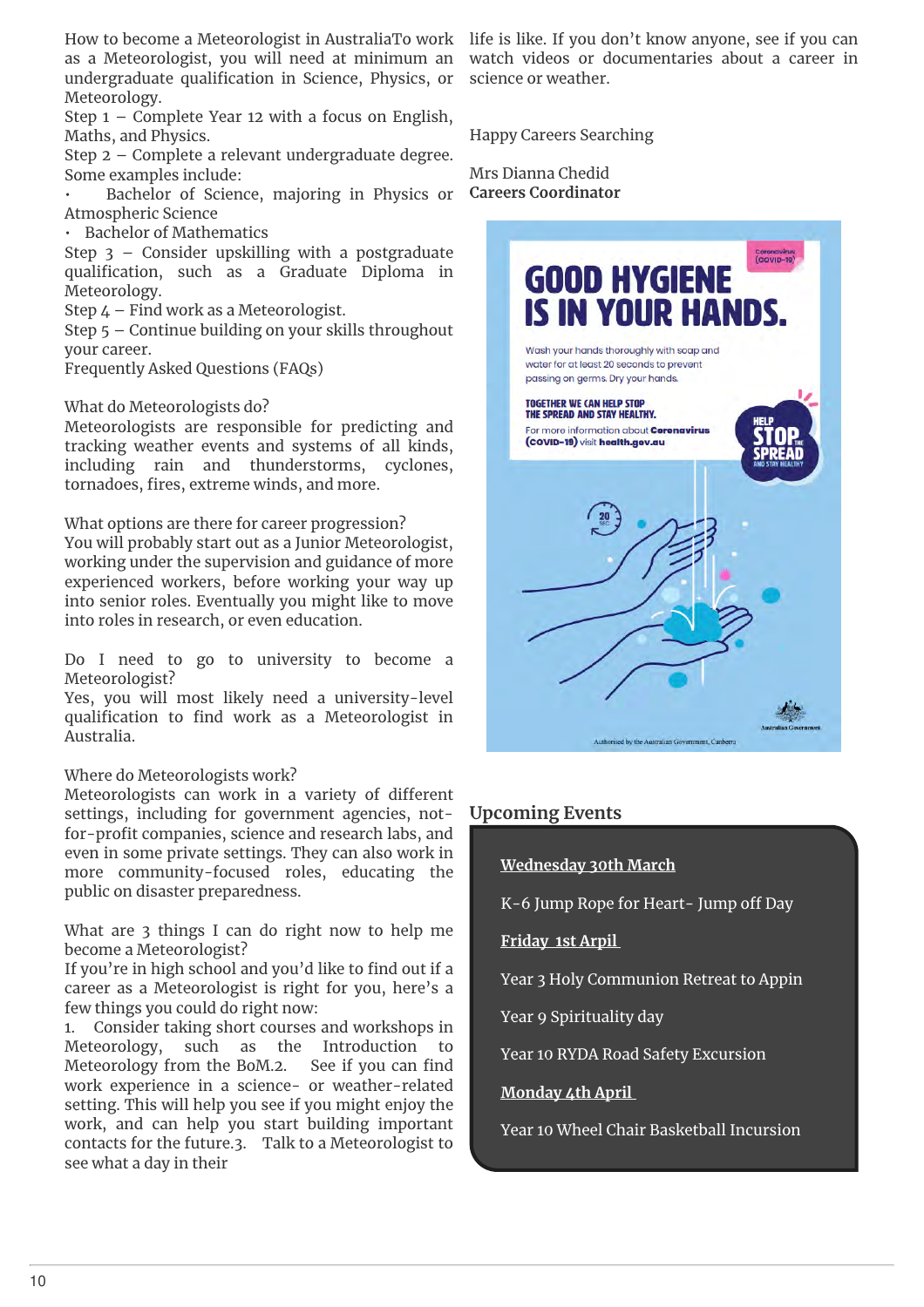How to become a Meteorologist in AustraliaTo work as a Meteorologist, you will need at minimum an undergraduate qualification in Science, Physics, or Meteorology.

Step 1 – Complete Year 12 with a focus on English, Maths, and Physics.

Step 2 – Complete a relevant undergraduate degree. Some examples include:

- Bachelor of Science, majoring in Physics or Atmospheric Science
- Bachelor of Mathematics

Step 3 – Consider upskilling with a postgraduate qualification, such as a Graduate Diploma in Meteorology.

Step 4 – Find work as a Meteorologist.

Step 5 – Continue building on your skills throughout your career.

Frequently Asked Questions (FAQs)

What do Meteorologists do?

Meteorologists are responsible for predicting and tracking weather events and systems of all kinds, including rain and thunderstorms, cyclones, tornadoes, fires, extreme winds, and more.

What options are there for career progression?

You will probably start out as a Junior Meteorologist, working under the supervision and guidance of more experienced workers, before working your way up into senior roles. Eventually you might like to move into roles in research, or even education.

Do I need to go to university to become a Meteorologist?

Yes, you will most likely need a university-level qualification to find work as a Meteorologist in Australia.

Where do Meteorologists work?

Meteorologists can work in a variety of different settings, including for government agencies, not-for-profit companies, science and research labs, and even in some private settings. They can also work in more community-focused roles, educating the public on disaster preparedness.

What are 3 things I can do right now to help me become a Meteorologist?

If you're in high school and you'd like to find out if a career as a Meteorologist is right for you, here's a few things you could do right now:

1. Consider taking short courses and workshops in Meteorology, such as the Introduction to Meteorology from the BoM.2. See if you can find work experience in a science- or weather-related setting. This will help you see if you enjoy the work, and can help you start building important contacts for the future.3. Talk to a Meteorologist to see what a day in their life is like. If you don't know anyone, see if you can watch videos or documentaries about a career in science or weather.

Happy Careers Searching

Mrs Dianna Chedid
**Careers Coordinator**

GOOD HYGIENE IS IN YOUR HANDS.

Wash your hands thoroughly with soap and water for at least 20 seconds to prevent passing on germs. Dry your hands.

TOGETHER WE CAN HELP STOP THE SPREAD AND STAY HEALTHY.

For more information about **Coronavirus (COVID-19)** visit **health.gov.au**

Authorised by the Australian Government, Canberra

## Upcoming Events

**Wednesday 30th March**

K-6 Jump Rope for Heart- Jump off Day

**Friday 1st Arpil**

Year 3 Holy Communion Retreat to Appin

Year 9 Spirituality day

Year 10 RYDA Road Safety Excursion

**Monday 4th April**

Year 10 Wheel Chair Basketball Incursion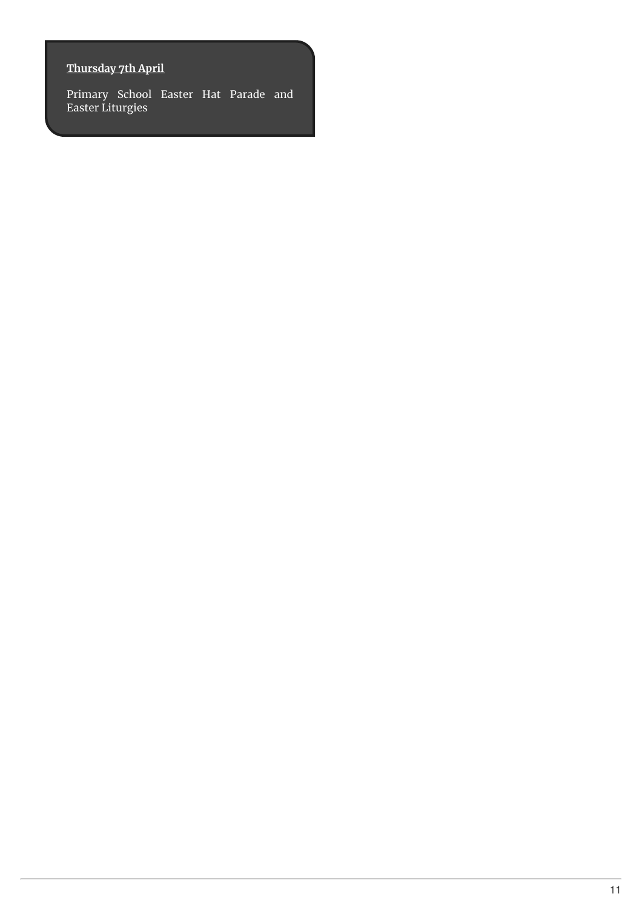**<u>Thursday 7th April</u>**

Primary School Easter Hat Parade and Easter Liturgies